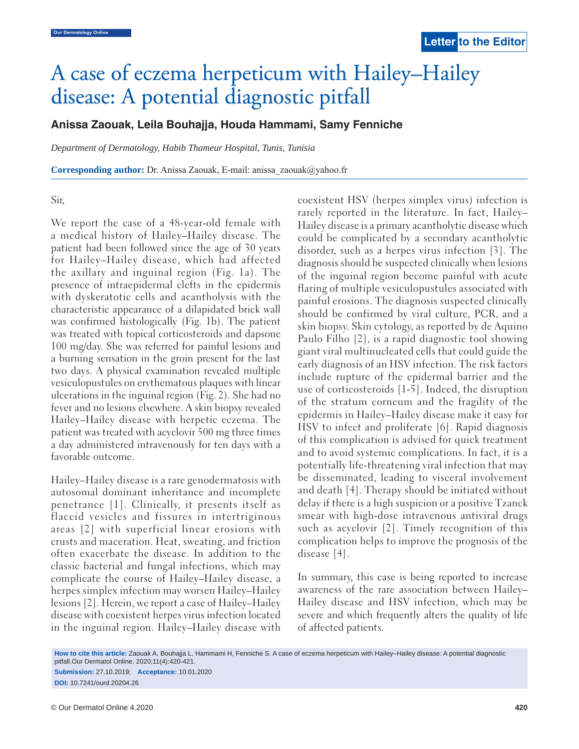Letter to the Editor

# A case of eczema herpeticum with Hailey–Hailey disease: A potential diagnostic pitfall

**Anissa Zaouak, Leila Bouhajja, Houda Hammami, Samy Fenniche**

*Department of Dermatology, Habib Thameur Hospital, Tunis, Tunisia*

**Corresponding author:** Dr. Anissa Zaouak, E-mail: anissa_zaouak@yahoo.fr

Sir,

We report the case of a 48-year-old female with a medical history of Hailey–Hailey disease. The patient had been followed since the age of 30 years for Hailey–Hailey disease, which had affected the axillary and inguinal region (Fig. 1a). The presence of intraepidermal clefts in the epidermis with dyskeratotic cells and acantholysis with the characteristic appearance of a dilapidated brick wall was confirmed histologically (Fig. 1b). The patient was treated with topical corticosteroids and dapsone 100 mg/day. She was referred for painful lesions and a burning sensation in the groin present for the last two days. A physical examination revealed multiple vesiculopustules on erythematous plaques with linear ulcerations in the inguinal region (Fig. 2). She had no fever and no lesions elsewhere. A skin biopsy revealed Hailey–Hailey disease with herpetic eczema. The patient was treated with acyclovir 500 mg three times a day administered intravenously for ten days with a favorable outcome.

Hailey–Hailey disease is a rare genodermatosis with autosomal dominant inheritance and incomplete penetrance [1]. Clinically, it presents itself as flaccid vesicles and fissures in intertriginous areas [2] with superficial linear erosions with crusts and maceration. Heat, sweating, and friction often exacerbate the disease. In addition to the classic bacterial and fungal infections, which may complicate the course of Hailey–Hailey disease, a herpes simplex infection may worsen Hailey–Hailey lesions [2]. Herein, we report a case of Hailey–Hailey disease with coexistent herpes virus infection located in the inguinal region. Hailey–Hailey disease with coexistent HSV (herpes simplex virus) infection is rarely reported in the literature. In fact, Hailey–Hailey disease is a primary acantholytic disease which could be complicated by a secondary acantholytic disorder, such as a herpes virus infection [3]. The diagnosis should be suspected clinically when lesions of the inguinal region become painful with acute flaring of multiple vesiculopustules associated with painful erosions. The diagnosis suspected clinically should be confirmed by viral culture, PCR, and a skin biopsy. Skin cytology, as reported by de Aquino Paulo Filho [2], is a rapid diagnostic tool showing giant viral multinucleated cells that could guide the early diagnosis of an HSV infection. The risk factors include rupture of the epidermal barrier and the use of corticosteroids [1-5]. Indeed, the disruption of the stratum corneum and the fragility of the epidermis in Hailey–Hailey disease make it easy for HSV to infect and proliferate [6]. Rapid diagnosis of this complication is advised for quick treatment and to avoid systemic complications. In fact, it is a potentially life-threatening viral infection that may be disseminated, leading to visceral involvement and death [4]. Therapy should be initiated without delay if there is a high suspicion or a positive Tzanck smear with high-dose intravenous antiviral drugs such as acyclovir [2]. Timely recognition of this complication helps to improve the prognosis of the disease [4].

In summary, this case is being reported to increase awareness of the rare association between Hailey–Hailey disease and HSV infection, which may be severe and which frequently alters the quality of life of affected patients.

**How to cite this article:** Zaouak A, Bouhajja L, Hammami H, Fenniche S. A case of eczema herpeticum with Hailey–Hailey disease: A potential diagnostic pitfall.Our Dermatol Online. 2020;11(4):420-421.

**Submission:** 27.10.2019; **Acceptance:** 10.01.2020

**DOI:** 10.7241/ourd.20204.26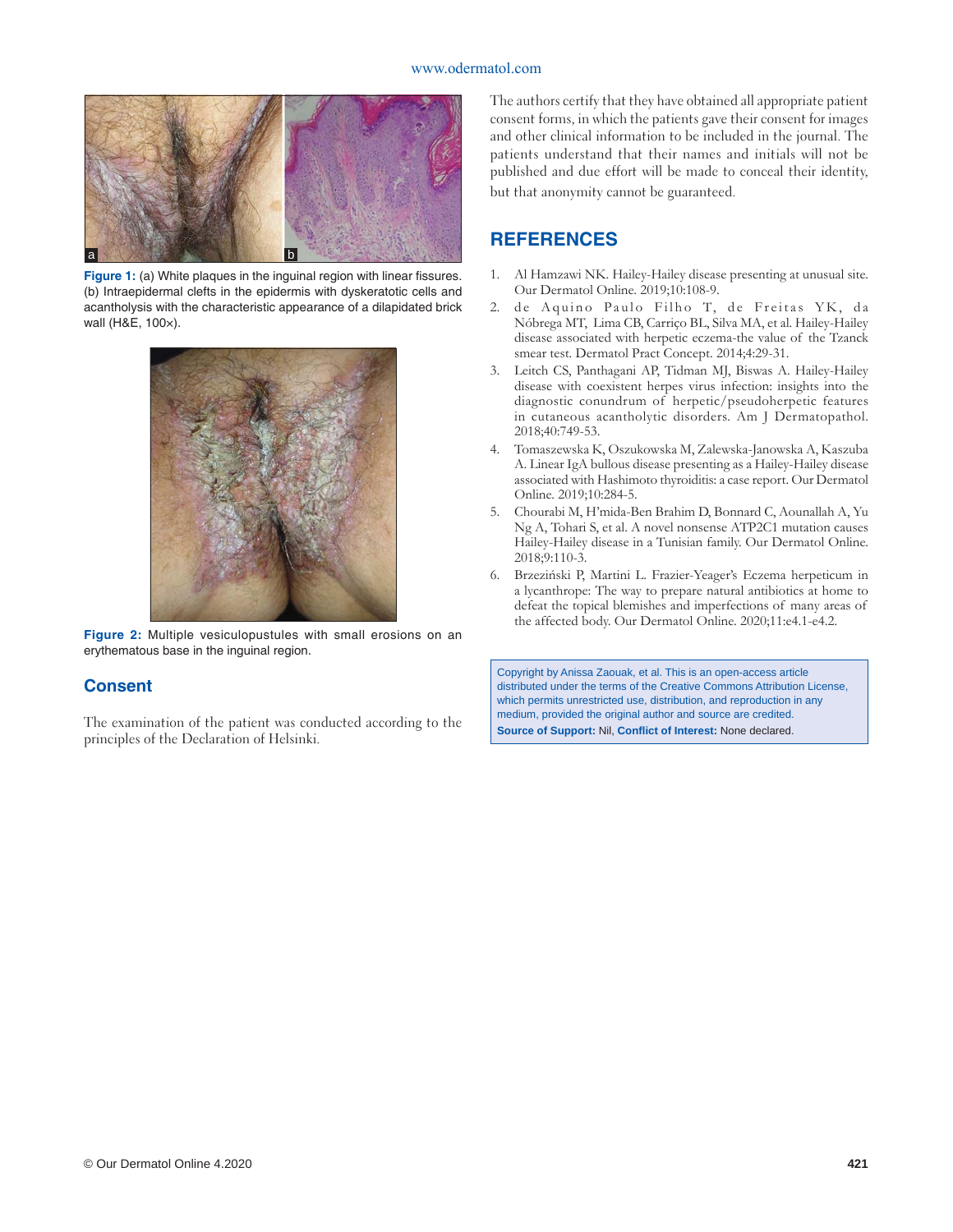Figure 1: (a) White plaques in the inguinal region with linear fissures. (b) Intraepidermal clefts in the epidermis with dyskeratotic cells and acantholysis with the characteristic appearance of a dilapidated brick wall (H&E, 100×).

Figure 2: Multiple vesiculopustules with small erosions on an erythematous base in the inguinal region.

## Consent

The examination of the patient was conducted according to the principles of the Declaration of Helsinki.

The authors certify that they have obtained all appropriate patient consent forms, in which the patients gave their consent for images and other clinical information to be included in the journal. The patients understand that their names and initials will not be published and due effort will be made to conceal their identity, but that anonymity cannot be guaranteed.

## REFERENCES

1. Al Hamzawi NK. Hailey-Hailey disease presenting at unusual site. Our Dermatol Online. 2019;10:108-9.
2. de Aquino Paulo Filho T, de Freitas YK, da Nóbrega MT, Lima CB, Carriço BL, Silva MA, et al. Hailey-Hailey disease associated with herpetic eczema-the value of the Tzanck smear test. Dermatol Pract Concept. 2014;4:29-31.
3. Leitch CS, Panthagani AP, Tidman MJ, Biswas A. Hailey-Hailey disease with coexistent herpes virus infection: insights into the diagnostic conundrum of herpetic/pseudoherpetic features in cutaneous acantholytic disorders. Am J Dermatopathol. 2018;40:749-53.
4. Tomaszewska K, Oszukowska M, Zalewska-Janowska A, Kaszuba A. Linear IgA bullous disease presenting as a Hailey-Hailey disease associated with Hashimoto thyroiditis: a case report. Our Dermatol Online. 2019;10:284-5.
5. Chourabi M, H'mida-Ben Brahim D, Bonnard C, Aounallah A, Yu Ng A, Tohari S, et al. A novel nonsense ATP2C1 mutation causes Hailey-Hailey disease in a Tunisian family. Our Dermatol Online. 2018;9:110-3.
6. Brzeziński P, Martini L. Frazier-Yeager's Eczema herpeticum in a lycanthrope: The way to prepare natural antibiotics at home to defeat the topical blemishes and imperfections of many areas of the affected body. Our Dermatol Online. 2020;11:e4.1-e4.2.

Copyright by Anissa Zaouak, et al. This is an open-access article distributed under the terms of the Creative Commons Attribution License, which permits unrestricted use, distribution, and reproduction in any medium, provided the original author and source are credited.
**Source of Support:** Nil, **Conflict of Interest:** None declared.